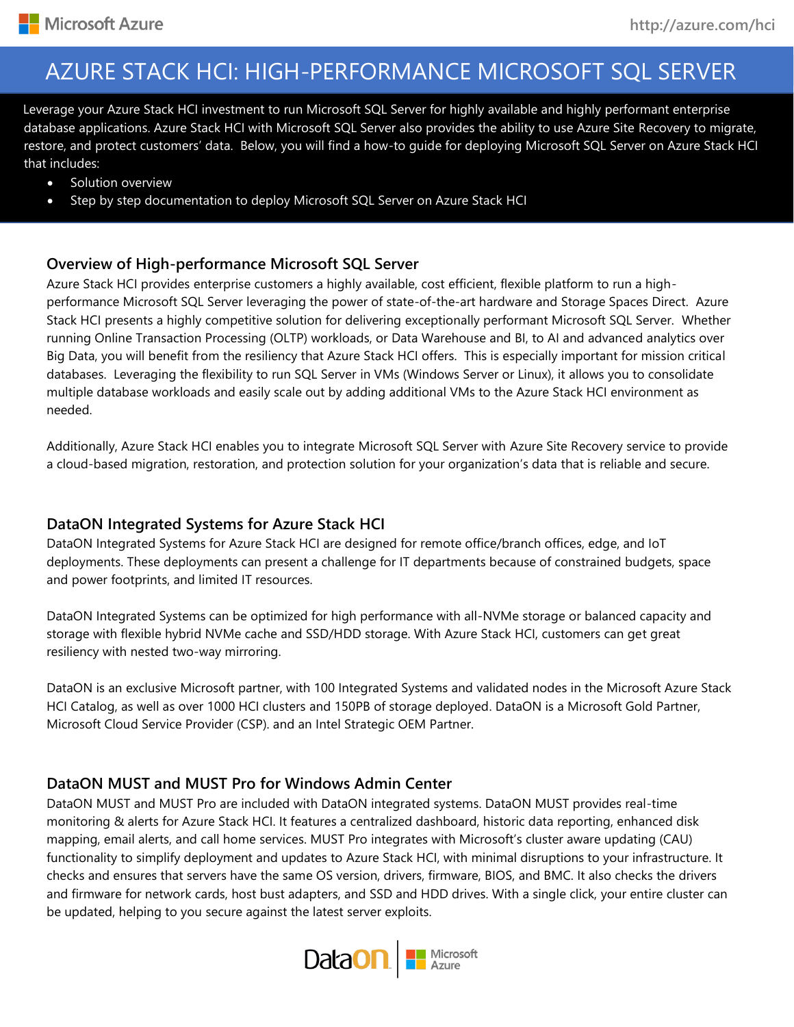# AZURE STACK HCI: HIGH-PERFORMANCE MICROSOFT SQL SERVER

Leverage your Azure Stack HCI investment to run Microsoft SQL Server for highly available and highly performant enterprise database applications. Azure Stack HCI with Microsoft SQL Server also provides the ability to use Azure Site Recovery to migrate, restore, and protect customers' data. Below, you will find a how-to guide for deploying Microsoft SQL Server on Azure Stack HCI that includes:

- Solution overview
- Step by step documentation to deploy Microsoft SQL Server on Azure Stack HCI

## Overview of High-performance Microsoft SQL Server

Azure Stack HCI provides enterprise customers a highly available, cost efficient, flexible platform to run a high-performance Microsoft SQL Server leveraging the power of state-of-the-art hardware and Storage Spaces Direct. Azure Stack HCI presents a highly competitive solution for delivering exceptionally performant Microsoft SQL Server. Whether running Online Transaction Processing (OLTP) workloads, or Data Warehouse and BI, to AI and advanced analytics over Big Data, you will benefit from the resiliency that Azure Stack HCI offers. This is especially important for mission critical databases. Leveraging the flexibility to run SQL Server in VMs (Windows Server or Linux), it allows you to consolidate multiple database workloads and easily scale out by adding additional VMs to the Azure Stack HCI environment as needed.

Additionally, Azure Stack HCI enables you to integrate Microsoft SQL Server with Azure Site Recovery service to provide a cloud-based migration, restoration, and protection solution for your organization's data that is reliable and secure.

## DataON Integrated Systems for Azure Stack HCI

DataON Integrated Systems for Azure Stack HCI are designed for remote office/branch offices, edge, and IoT deployments. These deployments can present a challenge for IT departments because of constrained budgets, space and power footprints, and limited IT resources.

DataON Integrated Systems can be optimized for high performance with all-NVMe storage or balanced capacity and storage with flexible hybrid NVMe cache and SSD/HDD storage. With Azure Stack HCI, customers can get great resiliency with nested two-way mirroring.

DataON is an exclusive Microsoft partner, with 100 Integrated Systems and validated nodes in the Microsoft Azure Stack HCI Catalog, as well as over 1000 HCI clusters and 150PB of storage deployed. DataON is a Microsoft Gold Partner, Microsoft Cloud Service Provider (CSP). and an Intel Strategic OEM Partner.

## DataON MUST and MUST Pro for Windows Admin Center

DataON MUST and MUST Pro are included with DataON integrated systems. DataON MUST provides real-time monitoring & alerts for Azure Stack HCI. It features a centralized dashboard, historic data reporting, enhanced disk mapping, email alerts, and call home services. MUST Pro integrates with Microsoft's cluster aware updating (CAU) functionality to simplify deployment and updates to Azure Stack HCI, with minimal disruptions to your infrastructure. It checks and ensures that servers have the same OS version, drivers, firmware, BIOS, and BMC. It also checks the drivers and firmware for network cards, host bust adapters, and SSD and HDD drives. With a single click, your entire cluster can be updated, helping to you secure against the latest server exploits.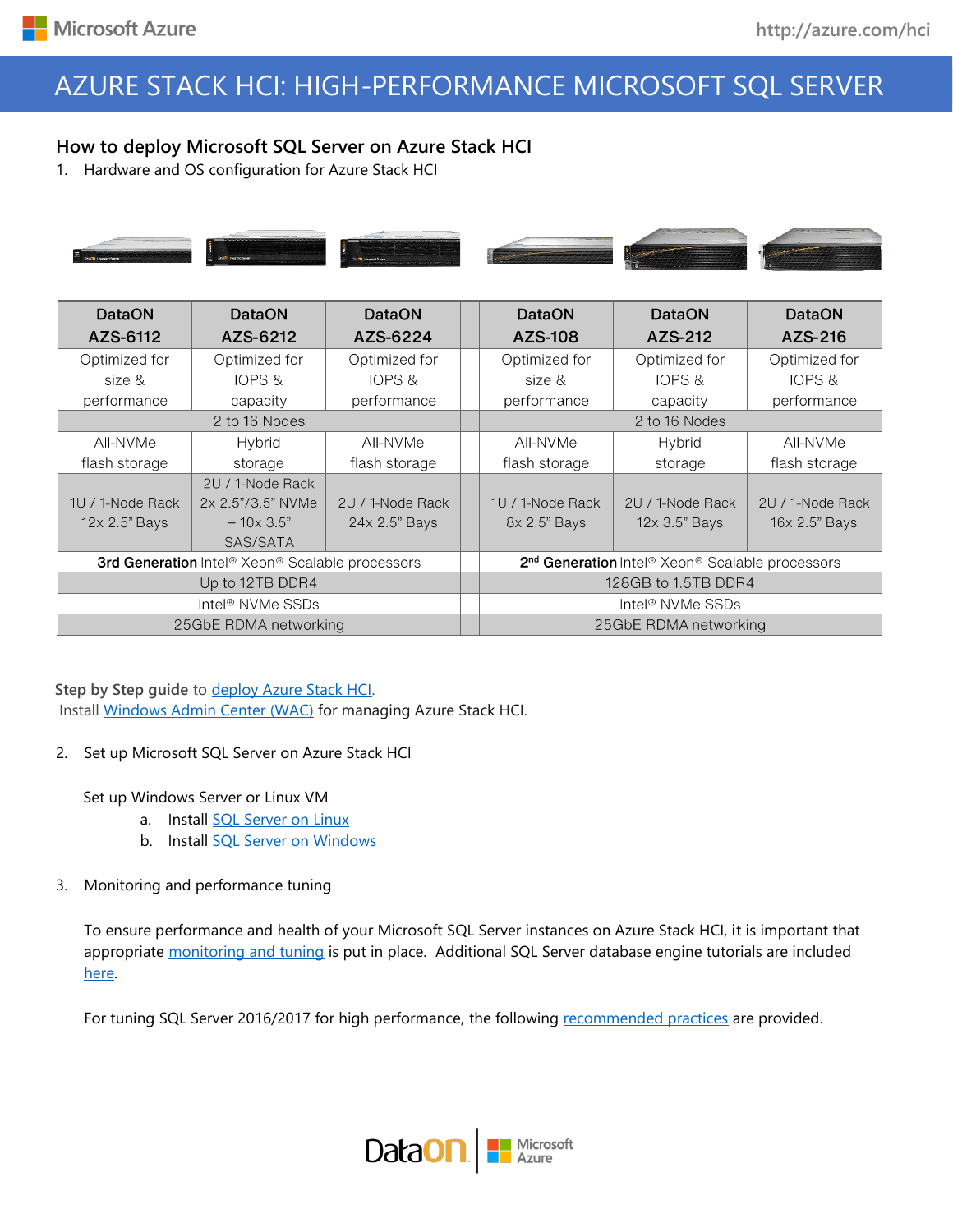# AZURE STACK HCI: HIGH-PERFORMANCE MICROSOFT SQL SERVER

## How to deploy Microsoft SQL Server on Azure Stack HCI

1. Hardware and OS configuration for Azure Stack HCI

| DataON AZS-6112 | DataON AZS-6212 | DataON AZS-6224 | DataON AZS-108 | DataON AZS-212 | DataON AZS-216 |
|---|---|---|---|---|---|
| Optimized for size & performance | Optimized for IOPS & capacity | Optimized for IOPS & performance | Optimized for size & performance | Optimized for IOPS & capacity | Optimized for IOPS & performance |
| 2 to 16 Nodes | | | 2 to 16 Nodes | | |
| All-NVMe flash storage | Hybrid storage | All-NVMe flash storage | All-NVMe flash storage | Hybrid storage | All-NVMe flash storage |
| 1U / 1-Node Rack 12x 2.5" Bays | 2U / 1-Node Rack 2x 2.5"/3.5" NVMe + 10x 3.5" SAS/SATA | 2U / 1-Node Rack 24x 2.5" Bays | 1U / 1-Node Rack 8x 2.5" Bays | 2U / 1-Node Rack 12x 3.5" Bays | 2U / 1-Node Rack 16x 2.5" Bays |
| **3rd Generation** Intel® Xeon® Scalable processors | | | **2nd Generation** Intel® Xeon® Scalable processors | | |
| Up to 12TB DDR4 | | | 128GB to 1.5TB DDR4 | | |
| Intel® NVMe SSDs | | | Intel® NVMe SSDs | | |
| 25GbE RDMA networking | | | 25GbE RDMA networking | | |

**Step by Step guide** to deploy Azure Stack HCI.
Install Windows Admin Center (WAC) for managing Azure Stack HCI.

2. Set up Microsoft SQL Server on Azure Stack HCI

   Set up Windows Server or Linux VM
   a. Install SQL Server on Linux
   b. Install SQL Server on Windows

3. Monitoring and performance tuning

   To ensure performance and health of your Microsoft SQL Server instances on Azure Stack HCI, it is important that appropriate monitoring and tuning is put in place. Additional SQL Server database engine tutorials are included here.

   For tuning SQL Server 2016/2017 for high performance, the following recommended practices are provided.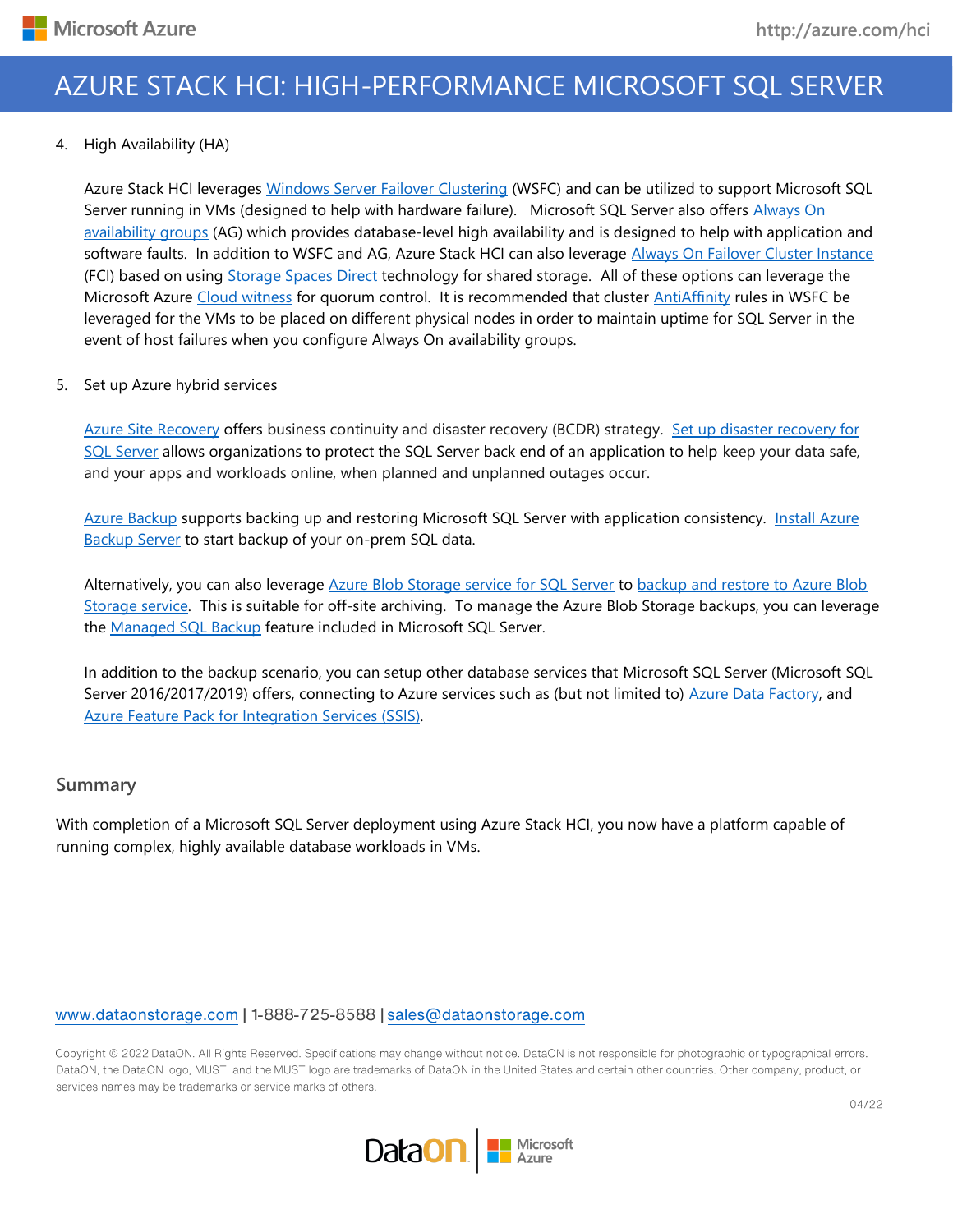4. High Availability (HA)

   Azure Stack HCI leverages Windows Server Failover Clustering (WSFC) and can be utilized to support Microsoft SQL Server running in VMs (designed to help with hardware failure). Microsoft SQL Server also offers Always On availability groups (AG) which provides database-level high availability and is designed to help with application and software faults. In addition to WSFC and AG, Azure Stack HCI can also leverage Always On Failover Cluster Instance (FCI) based on using Storage Spaces Direct technology for shared storage. All of these options can leverage the Microsoft Azure Cloud witness for quorum control. It is recommended that cluster AntiAffinity rules in WSFC be leveraged for the VMs to be placed on different physical nodes in order to maintain uptime for SQL Server in the event of host failures when you configure Always On availability groups.

5. Set up Azure hybrid services

   Azure Site Recovery offers business continuity and disaster recovery (BCDR) strategy. Set up disaster recovery for SQL Server allows organizations to protect the SQL Server back end of an application to help keep your data safe, and your apps and workloads online, when planned and unplanned outages occur.

   Azure Backup supports backing up and restoring Microsoft SQL Server with application consistency. Install Azure Backup Server to start backup of your on-prem SQL data.

   Alternatively, you can also leverage Azure Blob Storage service for SQL Server to backup and restore to Azure Blob Storage service. This is suitable for off-site archiving. To manage the Azure Blob Storage backups, you can leverage the Managed SQL Backup feature included in Microsoft SQL Server.

   In addition to the backup scenario, you can setup other database services that Microsoft SQL Server (Microsoft SQL Server 2016/2017/2019) offers, connecting to Azure services such as (but not limited to) Azure Data Factory, and Azure Feature Pack for Integration Services (SSIS).

## Summary

With completion of a Microsoft SQL Server deployment using Azure Stack HCI, you now have a platform capable of running complex, highly available database workloads in VMs.

www.dataonstorage.com | 1-888-725-8588 | sales@dataonstorage.com

Copyright © 2022 DataON. All Rights Reserved. Specifications may change without notice. DataON is not responsible for photographic or typographical errors. DataON, the DataON logo, MUST, and the MUST logo are trademarks of DataON in the United States and certain other countries. Other company, product, or services names may be trademarks or service marks of others.

04/22